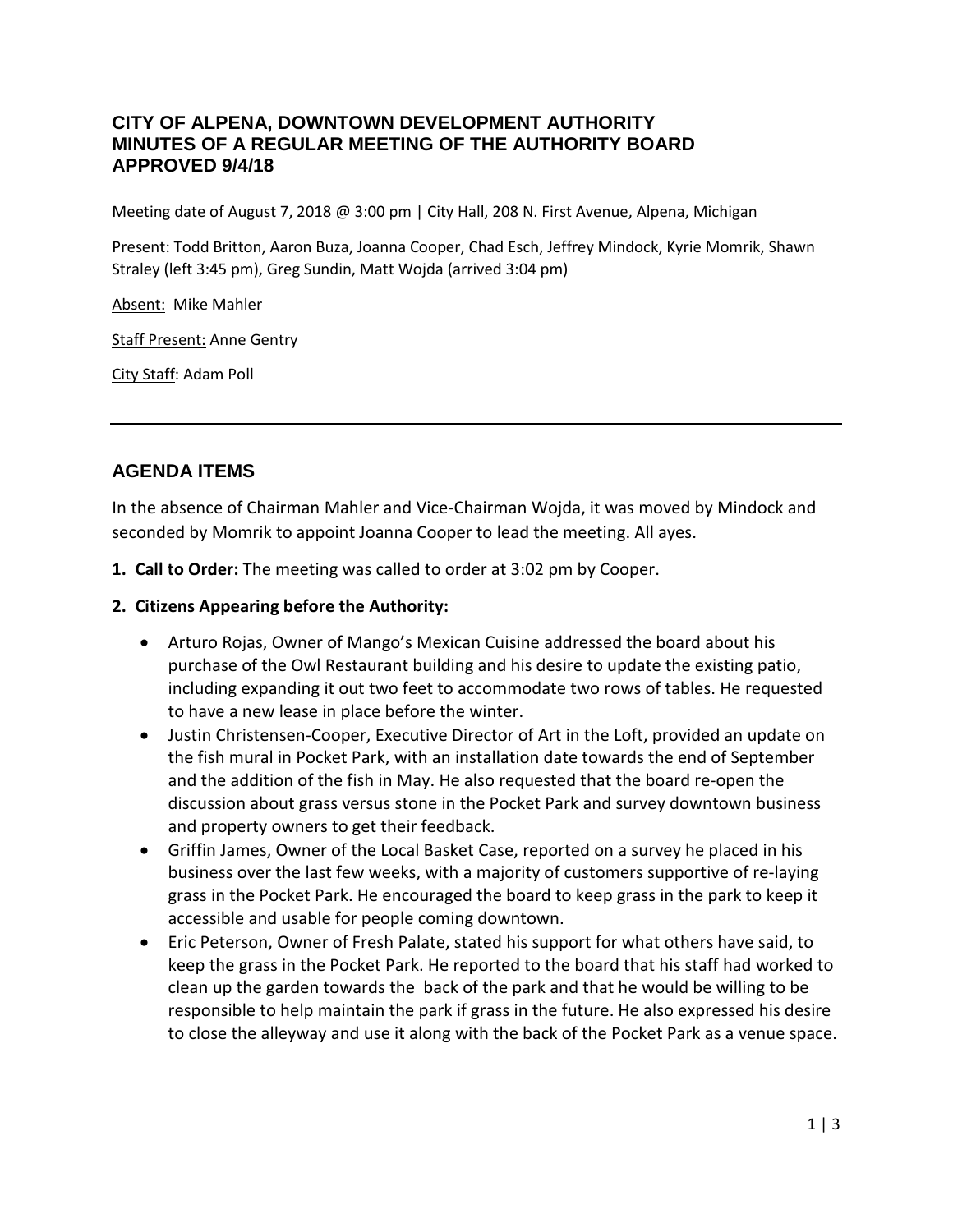# CITY OF ALPENA, DOWNTOWN DEVELOPMENT AUTHORITY
# MINUTES OF A REGULAR MEETING OF THE AUTHORITY BOARD
# APPROVED 9/4/18

Meeting date of August 7, 2018 @ 3:00 pm | City Hall, 208 N. First Avenue, Alpena, Michigan

Present: Todd Britton, Aaron Buza, Joanna Cooper, Chad Esch, Jeffrey Mindock, Kyrie Momrik, Shawn Straley (left 3:45 pm), Greg Sundin, Matt Wojda (arrived 3:04 pm)

Absent: Mike Mahler

Staff Present: Anne Gentry

City Staff: Adam Poll

---

## AGENDA ITEMS

In the absence of Chairman Mahler and Vice-Chairman Wojda, it was moved by Mindock and seconded by Momrik to appoint Joanna Cooper to lead the meeting. All ayes.

**1. Call to Order:** The meeting was called to order at 3:02 pm by Cooper.

**2. Citizens Appearing before the Authority:**

- Arturo Rojas, Owner of Mango's Mexican Cuisine addressed the board about his purchase of the Owl Restaurant building and his desire to update the existing patio, including expanding it out two feet to accommodate two rows of tables. He requested to have a new lease in place before the winter.
- Justin Christensen-Cooper, Executive Director of Art in the Loft, provided an update on the fish mural in Pocket Park, with an installation date towards the end of September and the addition of the fish in May. He also requested that the board re-open the discussion about grass versus stone in the Pocket Park and survey downtown business and property owners to get their feedback.
- Griffin James, Owner of the Local Basket Case, reported on a survey he placed in his business over the last few weeks, with a majority of customers supportive of re-laying grass in the Pocket Park. He encouraged the board to keep grass in the park to keep it accessible and usable for people coming downtown.
- Eric Peterson, Owner of Fresh Palate, stated his support for what others have said, to keep the grass in the Pocket Park. He reported to the board that his staff had worked to clean up the garden towards the back of the park and that he would be willing to be responsible to help maintain the park if grass in the future. He also expressed his desire to close the alleyway and use it along with the back of the Pocket Park as a venue space.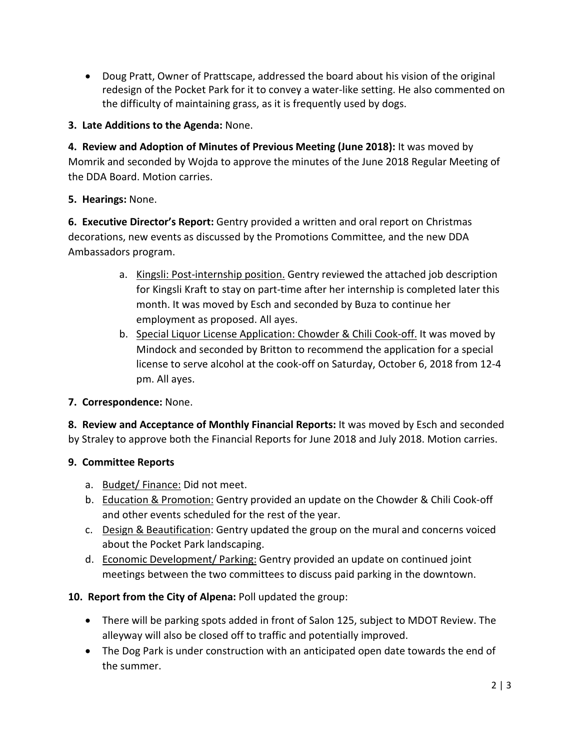- Doug Pratt, Owner of Prattscape, addressed the board about his vision of the original redesign of the Pocket Park for it to convey a water-like setting. He also commented on the difficulty of maintaining grass, as it is frequently used by dogs.

**3. Late Additions to the Agenda:** None.

**4. Review and Adoption of Minutes of Previous Meeting (June 2018):** It was moved by Momrik and seconded by Wojda to approve the minutes of the June 2018 Regular Meeting of the DDA Board. Motion carries.

**5. Hearings:** None.

**6. Executive Director's Report:** Gentry provided a written and oral report on Christmas decorations, new events as discussed by the Promotions Committee, and the new DDA Ambassadors program.

a. Kingsli: Post-internship position. Gentry reviewed the attached job description for Kingsli Kraft to stay on part-time after her internship is completed later this month. It was moved by Esch and seconded by Buza to continue her employment as proposed. All ayes.

b. Special Liquor License Application: Chowder & Chili Cook-off. It was moved by Mindock and seconded by Britton to recommend the application for a special license to serve alcohol at the cook-off on Saturday, October 6, 2018 from 12-4 pm. All ayes.

**7. Correspondence:** None.

**8. Review and Acceptance of Monthly Financial Reports:** It was moved by Esch and seconded by Straley to approve both the Financial Reports for June 2018 and July 2018. Motion carries.

**9. Committee Reports**

a. Budget/ Finance: Did not meet.

b. Education & Promotion: Gentry provided an update on the Chowder & Chili Cook-off and other events scheduled for the rest of the year.

c. Design & Beautification: Gentry updated the group on the mural and concerns voiced about the Pocket Park landscaping.

d. Economic Development/ Parking: Gentry provided an update on continued joint meetings between the two committees to discuss paid parking in the downtown.

**10. Report from the City of Alpena:** Poll updated the group:

- There will be parking spots added in front of Salon 125, subject to MDOT Review. The alleyway will also be closed off to traffic and potentially improved.
- The Dog Park is under construction with an anticipated open date towards the end of the summer.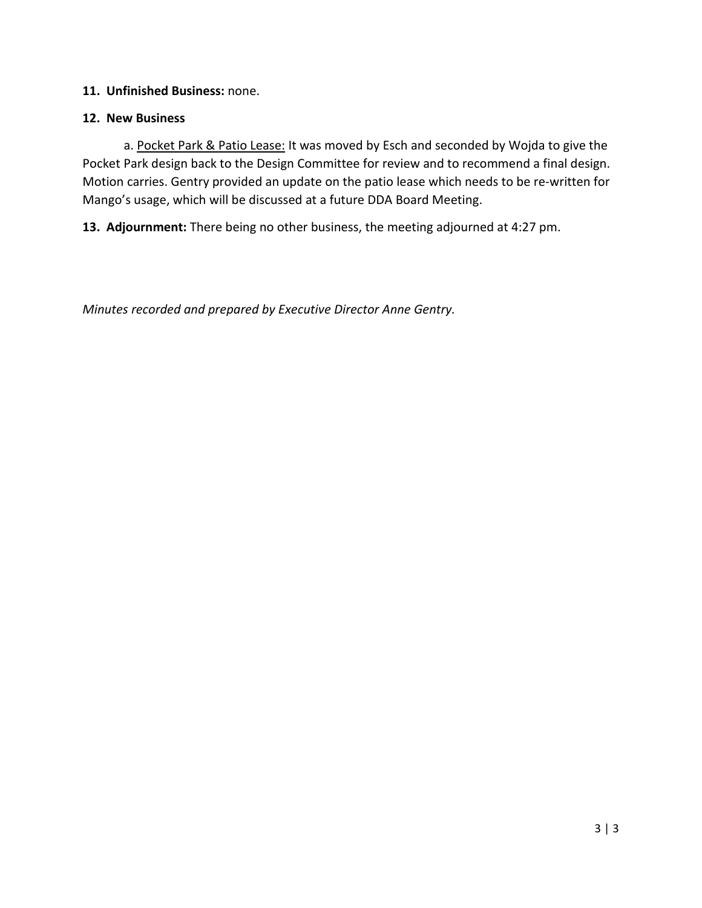**11. Unfinished Business:** none.

**12. New Business**

a. Pocket Park & Patio Lease: It was moved by Esch and seconded by Wojda to give the Pocket Park design back to the Design Committee for review and to recommend a final design. Motion carries. Gentry provided an update on the patio lease which needs to be re-written for Mango's usage, which will be discussed at a future DDA Board Meeting.

**13. Adjournment:** There being no other business, the meeting adjourned at 4:27 pm.

*Minutes recorded and prepared by Executive Director Anne Gentry.*